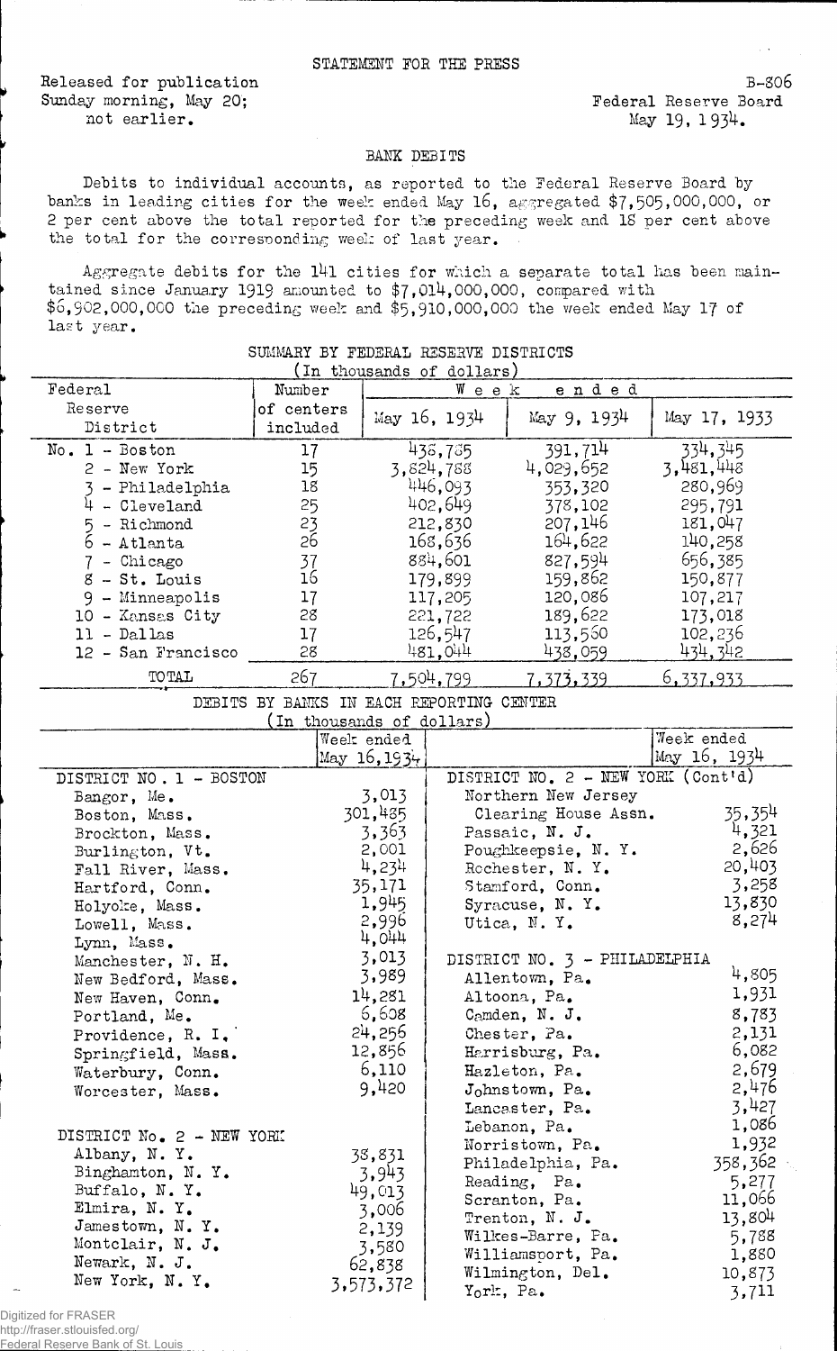STATEMENT FOR THE PRESS

Released for publication
Sunday morning, May 20;
not earlier.

B-806
Federal Reserve Board
May 19, 1934.

## BANK DEBITS

Debits to individual accounts, as reported to the Federal Reserve Board by banks in leading cities for the week ended May 16, aggregated $7,505,000,000, or 2 per cent above the total reported for the preceding week and 18 per cent above the total for the corresponding week of last year.

Aggregate debits for the 141 cities for which a separate total has been maintained since January 1919 amounted to $7,014,000,000, compared with $6,902,000,000 the preceding week and $5,910,000,000 the week ended May 17 of last year.

SUMMARY BY FEDERAL RESERVE DISTRICTS
(In thousands of dollars)

| Federal Reserve District | Number of centers included | Week ended May 16, 1934 | Week ended May 9, 1934 | Week ended May 17, 1933 |
|---|---|---|---|---|
| No. 1 - Boston | 17 | 438,785 | 391,714 | 334,345 |
| 2 - New York | 15 | 3,824,788 | 4,029,652 | 3,481,448 |
| 3 - Philadelphia | 18 | 446,093 | 353,320 | 280,969 |
| 4 - Cleveland | 25 | 402,649 | 378,102 | 295,791 |
| 5 - Richmond | 23 | 212,830 | 207,146 | 181,047 |
| 6 - Atlanta | 26 | 168,636 | 164,622 | 140,258 |
| 7 - Chicago | 37 | 884,601 | 827,594 | 656,385 |
| 8 - St. Louis | 16 | 179,899 | 159,862 | 150,877 |
| 9 - Minneapolis | 17 | 117,205 | 120,086 | 107,217 |
| 10 - Kansas City | 28 | 221,722 | 189,622 | 173,018 |
| 11 - Dallas | 17 | 126,547 | 113,560 | 102,236 |
| 12 - San Francisco | 28 | 481,044 | 438,059 | 434,342 |
| TOTAL | 267 | 7,504,799 | 7,373,339 | 6,337,933 |

DEBITS BY BANKS IN EACH REPORTING CENTER
(In thousands of dollars)

| | Week ended May 16, 1934 | | Week ended May 16, 1934 |
|---|---|---|---|
| DISTRICT NO. 1 - BOSTON | | DISTRICT NO. 2 - NEW YORK (Cont'd) | |
| Bangor, Me. | 3,013 | Northern New Jersey Clearing House Assn. | 35,354 |
| Boston, Mass. | 301,485 | Passaic, N. J. | 4,321 |
| Brockton, Mass. | 3,363 | Poughkeepsie, N. Y. | 2,626 |
| Burlington, Vt. | 2,001 | Rochester, N. Y. | 20,403 |
| Fall River, Mass. | 4,234 | Stamford, Conn. | 3,258 |
| Hartford, Conn. | 35,171 | Syracuse, N. Y. | 13,830 |
| Holyoke, Mass. | 1,945 | Utica, N. Y. | 8,274 |
| Lowell, Mass. | 2,996 | | |
| Lynn, Mass. | 4,044 | | |
| Manchester, N. H. | 3,013 | DISTRICT NO. 3 - PHILADELPHIA | |
| New Bedford, Mass. | 3,989 | Allentown, Pa. | 4,805 |
| New Haven, Conn. | 14,281 | Altoona, Pa. | 1,931 |
| Portland, Me. | 6,608 | Camden, N. J. | 8,783 |
| Providence, R. I. | 24,256 | Chester, Pa. | 2,131 |
| Springfield, Mass. | 12,856 | Harrisburg, Pa. | 6,082 |
| Waterbury, Conn. | 6,110 | Hazleton, Pa. | 2,679 |
| Worcester, Mass. | 9,420 | Johnstown, Pa. | 2,476 |
| | | Lancaster, Pa. | 3,427 |
| DISTRICT No. 2 - NEW YORK | | Lebanon, Pa. | 1,086 |
| Albany, N. Y. | 38,831 | Norristown, Pa. | 1,932 |
| Binghamton, N. Y. | 3,943 | Philadelphia, Pa. | 358,362 |
| Buffalo, N. Y. | 49,013 | Reading, Pa. | 5,277 |
| Elmira, N. Y. | 3,006 | Scranton, Pa. | 11,066 |
| Jamestown, N. Y. | 2,139 | Trenton, N. J. | 13,804 |
| Montclair, N. J. | 3,580 | Wilkes-Barre, Pa. | 5,788 |
| Newark, N. J. | 62,838 | Williamsport, Pa. | 1,880 |
| New York, N. Y. | 3,573,372 | Wilmington, Del. | 10,873 |
| | | York, Pa. | 3,711 |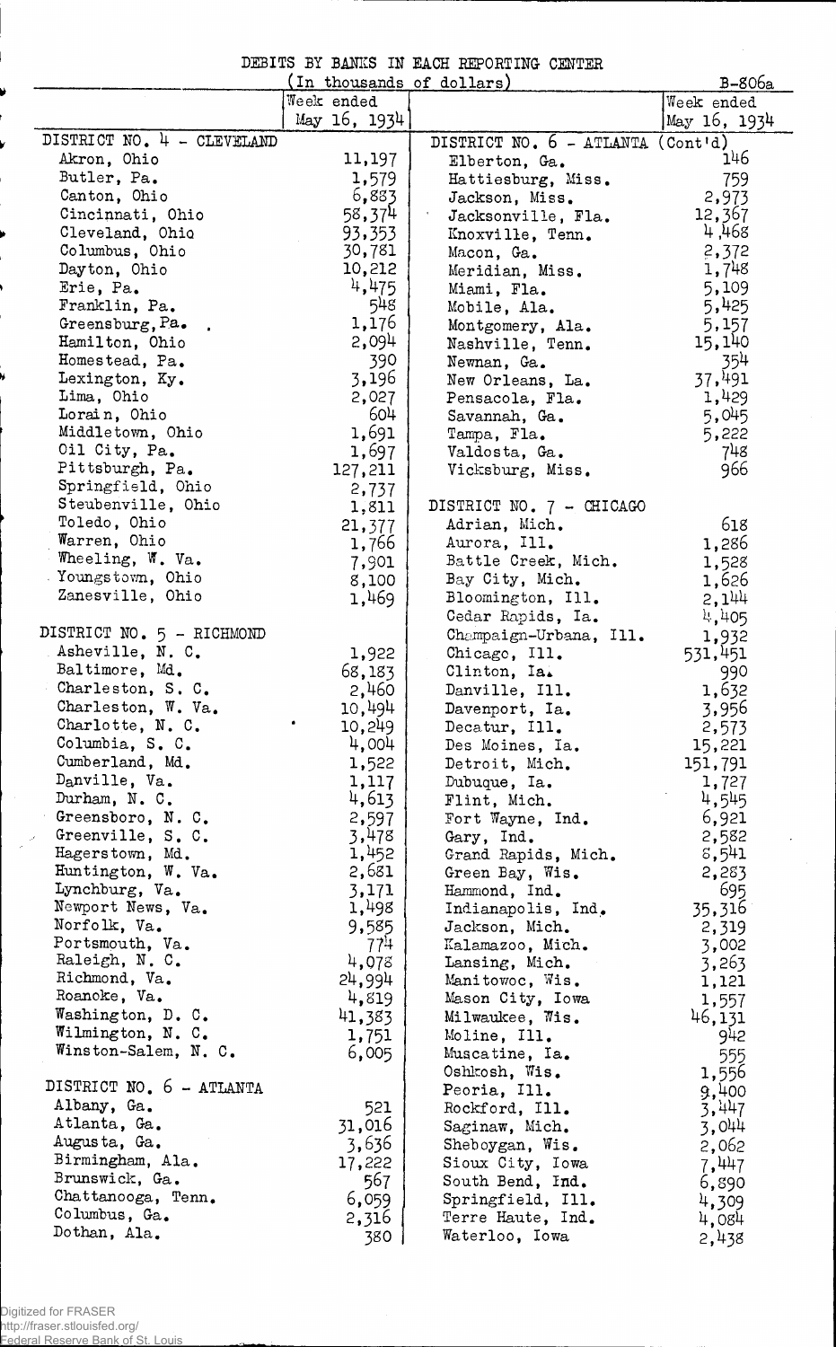DEBITS BY BANKS IN EACH REPORTING CENTER

(In thousands of dollars)

B-806a

| | Week ended May 16, 1934 | | Week ended May 16, 1934 |
|---|---|---|---|
| DISTRICT NO. 4 - CLEVELAND | | DISTRICT NO. 6 - ATLANTA (Cont'd) | |
| Akron, Ohio | 11,197 | Elberton, Ga. | 146 |
| Butler, Pa. | 1,579 | Hattiesburg, Miss. | 759 |
| Canton, Ohio | 6,883 | Jackson, Miss. | 2,973 |
| Cincinnati, Ohio | 58,374 | Jacksonville, Fla. | 12,367 |
| Cleveland, Ohio | 93,353 | Knoxville, Tenn. | 4,468 |
| Columbus, Ohio | 30,781 | Macon, Ga. | 2,372 |
| Dayton, Ohio | 10,212 | Meridian, Miss. | 1,748 |
| Erie, Pa. | 4,475 | Miami, Fla. | 5,109 |
| Franklin, Pa. | 548 | Mobile, Ala. | 5,425 |
| Greensburg, Pa. | 1,176 | Montgomery, Ala. | 5,157 |
| Hamilton, Ohio | 2,094 | Nashville, Tenn. | 15,140 |
| Homestead, Pa. | 390 | Newnan, Ga. | 354 |
| Lexington, Ky. | 3,196 | New Orleans, La. | 37,491 |
| Lima, Ohio | 2,027 | Pensacola, Fla. | 1,429 |
| Lorain, Ohio | 604 | Savannah, Ga. | 5,045 |
| Middletown, Ohio | 1,691 | Tampa, Fla. | 5,222 |
| Oil City, Pa. | 1,697 | Valdosta, Ga. | 748 |
| Pittsburgh, Pa. | 127,211 | Vicksburg, Miss. | 966 |
| Springfield, Ohio | 2,737 | | |
| Steubenville, Ohio | 1,811 | DISTRICT NO. 7 - CHICAGO | |
| Toledo, Ohio | 21,377 | Adrian, Mich. | 618 |
| Warren, Ohio | 1,766 | Aurora, Ill. | 1,286 |
| Wheeling, W. Va. | 7,901 | Battle Creek, Mich. | 1,528 |
| Youngstown, Ohio | 8,100 | Bay City, Mich. | 1,626 |
| Zanesville, Ohio | 1,469 | Bloomington, Ill. | 2,144 |
| | | Cedar Rapids, Ia. | 4,405 |
| DISTRICT NO. 5 - RICHMOND | | Champaign-Urbana, Ill. | 1,932 |
| Asheville, N. C. | 1,922 | Chicago, Ill. | 531,451 |
| Baltimore, Md. | 68,183 | Clinton, Ia. | 990 |
| Charleston, S. C. | 2,460 | Danville, Ill. | 1,632 |
| Charleston, W. Va. | 10,494 | Davenport, Ia. | 3,956 |
| Charlotte, N. C. | 10,249 | Decatur, Ill. | 2,573 |
| Columbia, S. C. | 4,004 | Des Moines, Ia. | 15,221 |
| Cumberland, Md. | 1,522 | Detroit, Mich. | 151,791 |
| Danville, Va. | 1,117 | Dubuque, Ia. | 1,727 |
| Durham, N. C. | 4,613 | Flint, Mich. | 4,545 |
| Greensboro, N. C. | 2,597 | Fort Wayne, Ind. | 6,921 |
| Greenville, S. C. | 3,478 | Gary, Ind. | 2,582 |
| Hagerstown, Md. | 1,452 | Grand Rapids, Mich. | 8,541 |
| Huntington, W. Va. | 2,681 | Green Bay, Wis. | 2,283 |
| Lynchburg, Va. | 3,171 | Hammond, Ind. | 695 |
| Newport News, Va. | 1,498 | Indianapolis, Ind. | 35,316 |
| Norfolk, Va. | 9,585 | Jackson, Mich. | 2,319 |
| Portsmouth, Va. | 774 | Kalamazoo, Mich. | 3,002 |
| Raleigh, N. C. | 4,078 | Lansing, Mich. | 3,263 |
| Richmond, Va. | 24,994 | Manitowoc, Wis. | 1,121 |
| Roanoke, Va. | 4,819 | Mason City, Iowa | 1,557 |
| Washington, D. C. | 41,383 | Milwaukee, Wis. | 46,131 |
| Wilmington, N. C. | 1,751 | Moline, Ill. | 942 |
| Winston-Salem, N. C. | 6,005 | Muscatine, Ia. | 555 |
| | | Oshkosh, Wis. | 1,556 |
| DISTRICT NO. 6 - ATLANTA | | Peoria, Ill. | 9,400 |
| Albany, Ga. | 521 | Rockford, Ill. | 3,447 |
| Atlanta, Ga. | 31,016 | Saginaw, Mich. | 3,044 |
| Augusta, Ga. | 3,636 | Sheboygan, Wis. | 2,062 |
| Birmingham, Ala. | 17,222 | Sioux City, Iowa | 7,447 |
| Brunswick, Ga. | 567 | South Bend, Ind. | 6,890 |
| Chattanooga, Tenn. | 6,059 | Springfield, Ill. | 4,309 |
| Columbus, Ga. | 2,316 | Terre Haute, Ind. | 4,084 |
| Dothan, Ala. | 380 | Waterloo, Iowa | 2,438 |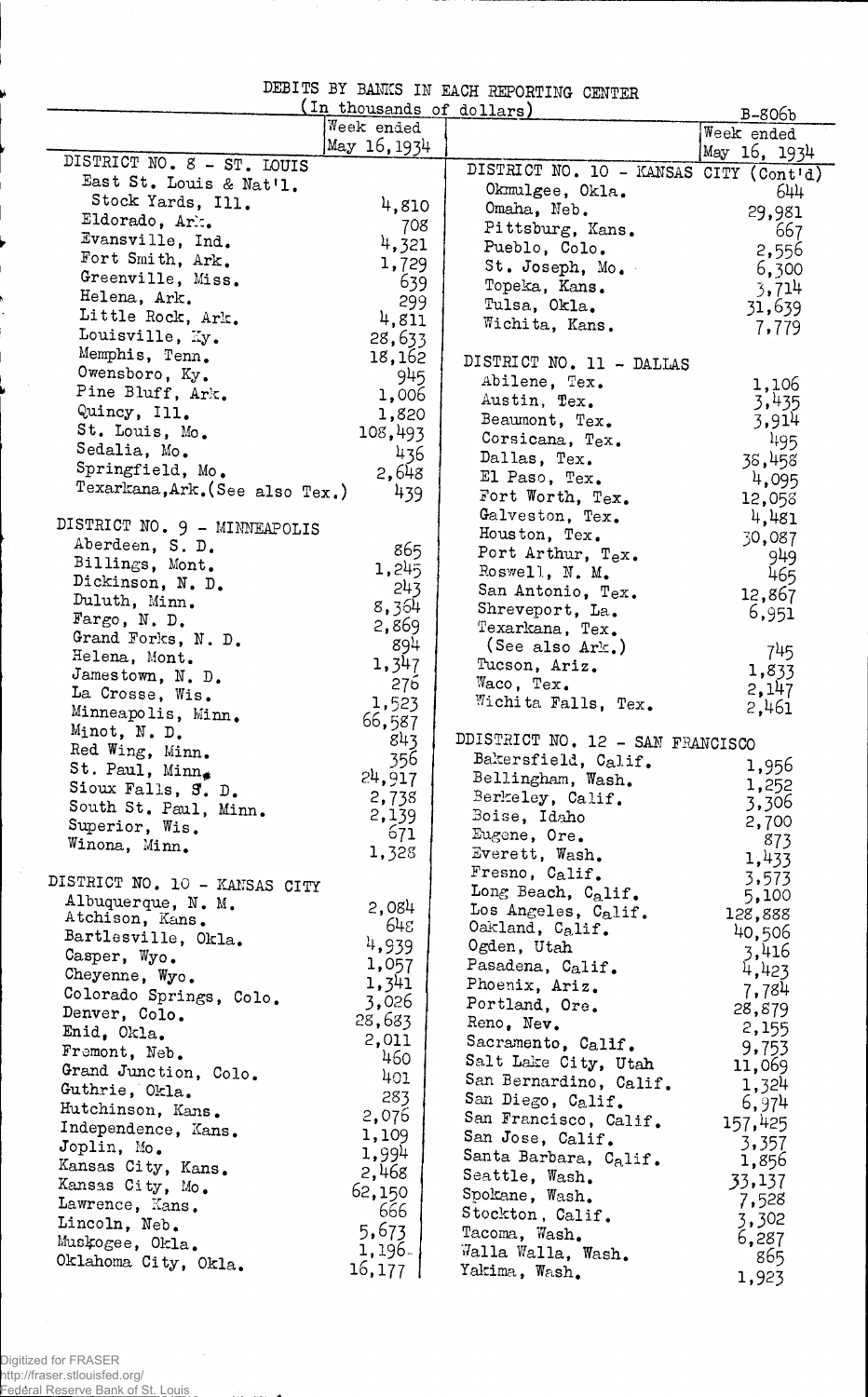DEBITS BY BANKS IN EACH REPORTING CENTER

(In thousands of dollars)

B-806b

| | Week ended May 16, 1934 |
|---|---|
| **DISTRICT NO. 8 - ST. LOUIS** | |
| East St. Louis & Nat'l. Stock Yards, Ill. | 4,810 |
| Eldorado, Ark. | 708 |
| Evansville, Ind. | 4,321 |
| Fort Smith, Ark. | 1,729 |
| Greenville, Miss. | 639 |
| Helena, Ark. | 299 |
| Little Rock, Ark. | 4,811 |
| Louisville, Ky. | 28,633 |
| Memphis, Tenn. | 18,162 |
| Owensboro, Ky. | 945 |
| Pine Bluff, Ark. | 1,006 |
| Quincy, Ill. | 1,820 |
| St. Louis, Mo. | 108,493 |
| Sedalia, Mo. | 436 |
| Springfield, Mo. | 2,648 |
| Texarkana, Ark. (See also Tex.) | 439 |
| **DISTRICT NO. 9 - MINNEAPOLIS** | |
| Aberdeen, S. D. | 865 |
| Billings, Mont. | 1,245 |
| Dickinson, N. D. | 243 |
| Duluth, Minn. | 8,364 |
| Fargo, N. D. | 2,869 |
| Grand Forks, N. D. | 894 |
| Helena, Mont. | 1,347 |
| Jamestown, N. D. | 276 |
| La Crosse, Wis. | 1,523 |
| Minneapolis, Minn. | 66,587 |
| Minot, N. D. | 843 |
| Red Wing, Minn. | 356 |
| St. Paul, Minn. | 24,917 |
| Sioux Falls, S. D. | 2,738 |
| South St. Paul, Minn. | 2,139 |
| Superior, Wis. | 671 |
| Winona, Minn. | 1,328 |
| **DISTRICT NO. 10 - KANSAS CITY** | |
| Albuquerque, N. M. | 2,084 |
| Atchison, Kans. | 648 |
| Bartlesville, Okla. | 4,939 |
| Casper, Wyo. | 1,057 |
| Cheyenne, Wyo. | 1,341 |
| Colorado Springs, Colo. | 3,026 |
| Denver, Colo. | 28,683 |
| Enid, Okla. | 2,011 |
| Fremont, Neb. | 460 |
| Grand Junction, Colo. | 401 |
| Guthrie, Okla. | 283 |
| Hutchinson, Kans. | 2,076 |
| Independence, Kans. | 1,109 |
| Joplin, Mo. | 1,994 |
| Kansas City, Kans. | 2,468 |
| Kansas City, Mo. | 62,150 |
| Lawrence, Kans. | 666 |
| Lincoln, Neb. | 5,673 |
| Muskogee, Okla. | 1,196 |
| Oklahoma City, Okla. | 16,177 |
| **DISTRICT NO. 10 - KANSAS CITY (Cont'd)** | |
| Okmulgee, Okla. | 644 |
| Omaha, Neb. | 29,981 |
| Pittsburg, Kans. | 667 |
| Pueblo, Colo. | 2,556 |
| St. Joseph, Mo. | 6,300 |
| Topeka, Kans. | 3,714 |
| Tulsa, Okla. | 31,639 |
| Wichita, Kans. | 7,779 |
| **DISTRICT NO. 11 - DALLAS** | |
| Abilene, Tex. | 1,106 |
| Austin, Tex. | 3,435 |
| Beaumont, Tex. | 3,914 |
| Corsicana, Tex. | 495 |
| Dallas, Tex. | 38,458 |
| El Paso, Tex. | 4,095 |
| Fort Worth, Tex. | 12,058 |
| Galveston, Tex. | 4,481 |
| Houston, Tex. | 30,087 |
| Port Arthur, Tex. | 949 |
| Roswell, N. M. | 465 |
| San Antonio, Tex. | 12,867 |
| Shreveport, La. | 6,951 |
| Texarkana, Tex. (See also Ark.) | 745 |
| Tucson, Ariz. | 1,833 |
| Waco, Tex. | 2,147 |
| Wichita Falls, Tex. | 2,461 |
| **DISTRICT NO. 12 - SAN FRANCISCO** | |
| Bakersfield, Calif. | 1,956 |
| Bellingham, Wash. | 1,252 |
| Berkeley, Calif. | 3,306 |
| Boise, Idaho | 2,700 |
| Eugene, Ore. | 873 |
| Everett, Wash. | 1,433 |
| Fresno, Calif. | 3,573 |
| Long Beach, Calif. | 5,100 |
| Los Angeles, Calif. | 128,888 |
| Oakland, Calif. | 40,506 |
| Ogden, Utah | 3,416 |
| Pasadena, Calif. | 4,423 |
| Phoenix, Ariz. | 7,784 |
| Portland, Ore. | 28,879 |
| Reno, Nev. | 2,155 |
| Sacramento, Calif. | 9,753 |
| Salt Lake City, Utah | 11,069 |
| San Bernardino, Calif. | 1,324 |
| San Diego, Calif. | 6,974 |
| San Francisco, Calif. | 157,425 |
| San Jose, Calif. | 3,357 |
| Santa Barbara, Calif. | 1,856 |
| Seattle, Wash. | 33,137 |
| Spokane, Wash. | 7,528 |
| Stockton, Calif. | 3,302 |
| Tacoma, Wash. | 6,287 |
| Walla Walla, Wash. | 865 |
| Yakima, Wash. | 1,923 |